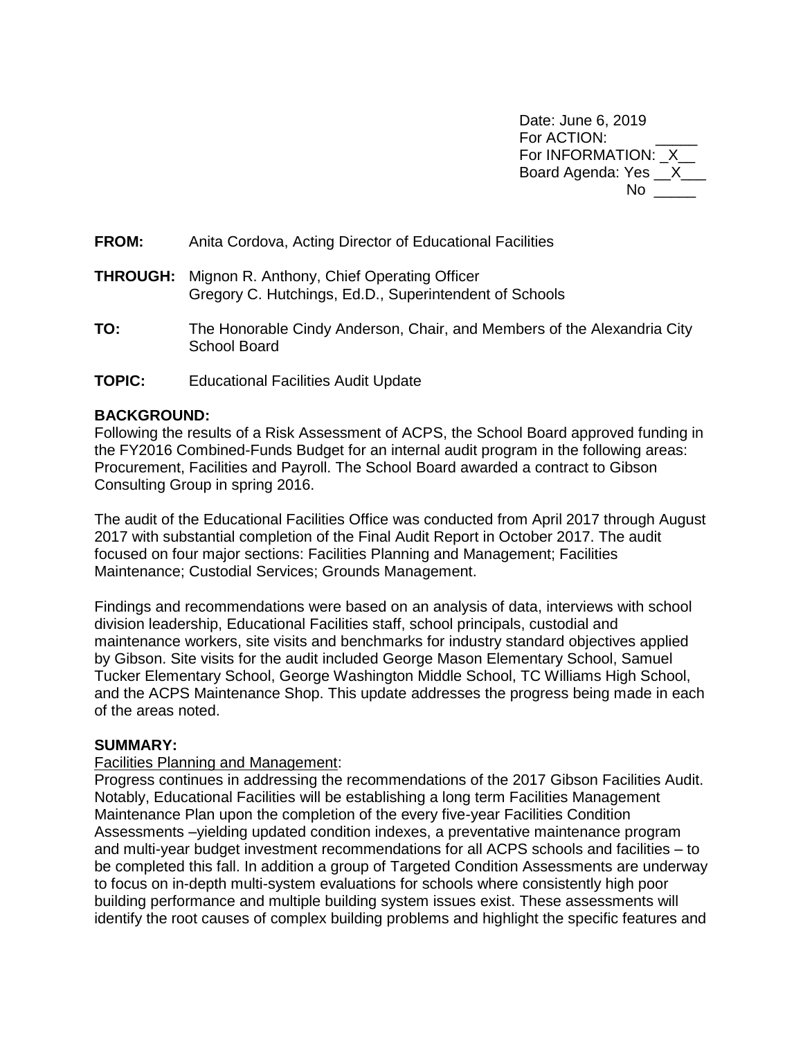Date: June 6, 2019
For ACTION: _____
For INFORMATION: _X__
Board Agenda: Yes __X___
No _____

**FROM:** Anita Cordova, Acting Director of Educational Facilities

**THROUGH:** Mignon R. Anthony, Chief Operating Officer
Gregory C. Hutchings, Ed.D., Superintendent of Schools

**TO:** The Honorable Cindy Anderson, Chair, and Members of the Alexandria City School Board

**TOPIC:** Educational Facilities Audit Update

**BACKGROUND:**

Following the results of a Risk Assessment of ACPS, the School Board approved funding in the FY2016 Combined-Funds Budget for an internal audit program in the following areas: Procurement, Facilities and Payroll. The School Board awarded a contract to Gibson Consulting Group in spring 2016.

The audit of the Educational Facilities Office was conducted from April 2017 through August 2017 with substantial completion of the Final Audit Report in October 2017. The audit focused on four major sections: Facilities Planning and Management; Facilities Maintenance; Custodial Services; Grounds Management.

Findings and recommendations were based on an analysis of data, interviews with school division leadership, Educational Facilities staff, school principals, custodial and maintenance workers, site visits and benchmarks for industry standard objectives applied by Gibson. Site visits for the audit included George Mason Elementary School, Samuel Tucker Elementary School, George Washington Middle School, TC Williams High School, and the ACPS Maintenance Shop. This update addresses the progress being made in each of the areas noted.

**SUMMARY:**

<u>Facilities Planning and Management</u>:

Progress continues in addressing the recommendations of the 2017 Gibson Facilities Audit. Notably, Educational Facilities will be establishing a long term Facilities Management Maintenance Plan upon the completion of the every five-year Facilities Condition Assessments –yielding updated condition indexes, a preventative maintenance program and multi-year budget investment recommendations for all ACPS schools and facilities – to be completed this fall. In addition a group of Targeted Condition Assessments are underway to focus on in-depth multi-system evaluations for schools where consistently high poor building performance and multiple building system issues exist. These assessments will identify the root causes of complex building problems and highlight the specific features and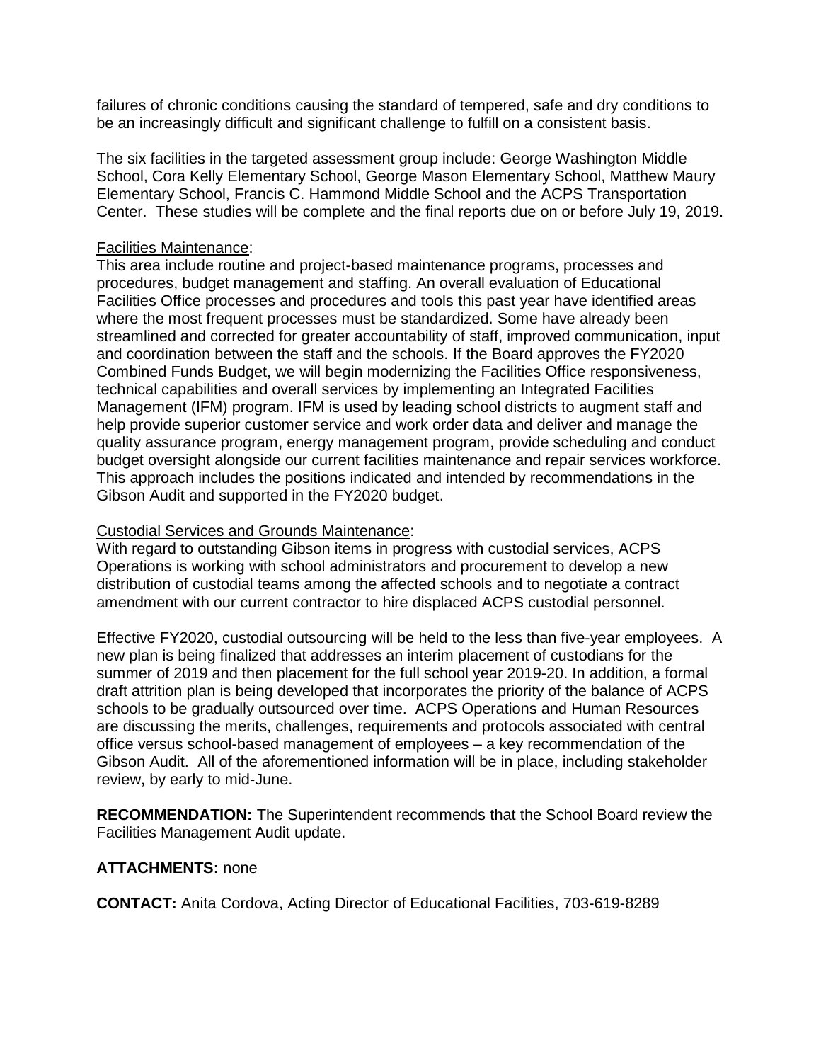failures of chronic conditions causing the standard of tempered, safe and dry conditions to be an increasingly difficult and significant challenge to fulfill on a consistent basis.

The six facilities in the targeted assessment group include: George Washington Middle School, Cora Kelly Elementary School, George Mason Elementary School, Matthew Maury Elementary School, Francis C. Hammond Middle School and the ACPS Transportation Center. These studies will be complete and the final reports due on or before July 19, 2019.

<u>Facilities Maintenance</u>:
This area include routine and project-based maintenance programs, processes and procedures, budget management and staffing. An overall evaluation of Educational Facilities Office processes and procedures and tools this past year have identified areas where the most frequent processes must be standardized. Some have already been streamlined and corrected for greater accountability of staff, improved communication, input and coordination between the staff and the schools. If the Board approves the FY2020 Combined Funds Budget, we will begin modernizing the Facilities Office responsiveness, technical capabilities and overall services by implementing an Integrated Facilities Management (IFM) program. IFM is used by leading school districts to augment staff and help provide superior customer service and work order data and deliver and manage the quality assurance program, energy management program, provide scheduling and conduct budget oversight alongside our current facilities maintenance and repair services workforce. This approach includes the positions indicated and intended by recommendations in the Gibson Audit and supported in the FY2020 budget.

<u>Custodial Services and Grounds Maintenance</u>:
With regard to outstanding Gibson items in progress with custodial services, ACPS Operations is working with school administrators and procurement to develop a new distribution of custodial teams among the affected schools and to negotiate a contract amendment with our current contractor to hire displaced ACPS custodial personnel.

Effective FY2020, custodial outsourcing will be held to the less than five-year employees. A new plan is being finalized that addresses an interim placement of custodians for the summer of 2019 and then placement for the full school year 2019-20. In addition, a formal draft attrition plan is being developed that incorporates the priority of the balance of ACPS schools to be gradually outsourced over time. ACPS Operations and Human Resources are discussing the merits, challenges, requirements and protocols associated with central office versus school-based management of employees – a key recommendation of the Gibson Audit. All of the aforementioned information will be in place, including stakeholder review, by early to mid-June.

**RECOMMENDATION:** The Superintendent recommends that the School Board review the Facilities Management Audit update.

**ATTACHMENTS:** none

**CONTACT:** Anita Cordova, Acting Director of Educational Facilities, 703-619-8289